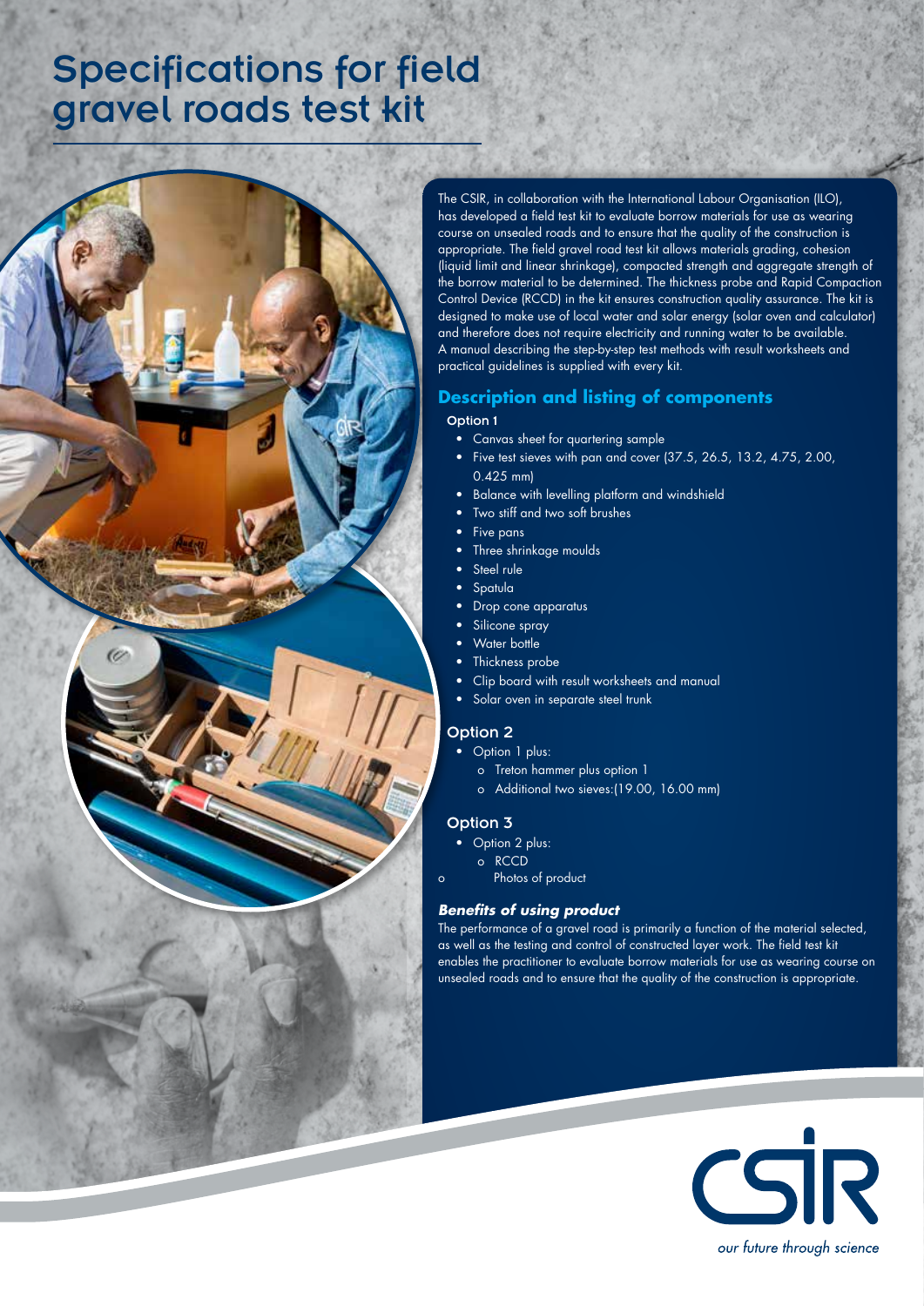# Specifications for field gravel roads test kit

The CSIR, in collaboration with the International Labour Organisation (ILO), has developed a field test kit to evaluate borrow materials for use as wearing course on unsealed roads and to ensure that the quality of the construction is appropriate. The field gravel road test kit allows materials grading, cohesion (liquid limit and linear shrinkage), compacted strength and aggregate strength of the borrow material to be determined. The thickness probe and Rapid Compaction Control Device (RCCD) in the kit ensures construction quality assurance. The kit is designed to make use of local water and solar energy (solar oven and calculator) and therefore does not require electricity and running water to be available. A manual describing the step-by-step test methods with result worksheets and practical guidelines is supplied with every kit.

## Description and listing of components

### Option 1

- Canvas sheet for quartering sample
- Five test sieves with pan and cover (37.5, 26.5, 13.2, 4.75, 2.00, 0.425 mm)
- Balance with levelling platform and windshield
- Two stiff and two soft brushes
- Five pans
- Three shrinkage moulds
- Steel rule
- Spatula
- Drop cone apparatus
- Silicone spray
- Water bottle
- Thickness probe
- Clip board with result worksheets and manual
- Solar oven in separate steel trunk

### Option 2

- Option 1 plus:
  - Treton hammer plus option 1
  - Additional two sieves:(19.00, 16.00 mm)

### Option 3

- Option 2 plus:
  - RCCD
  - Photos of product

### *Benefits of using product*

The performance of a gravel road is primarily a function of the material selected, as well as the testing and control of constructed layer work. The field test kit enables the practitioner to evaluate borrow materials for use as wearing course on unsealed roads and to ensure that the quality of the construction is appropriate.

CSIR
*our future through science*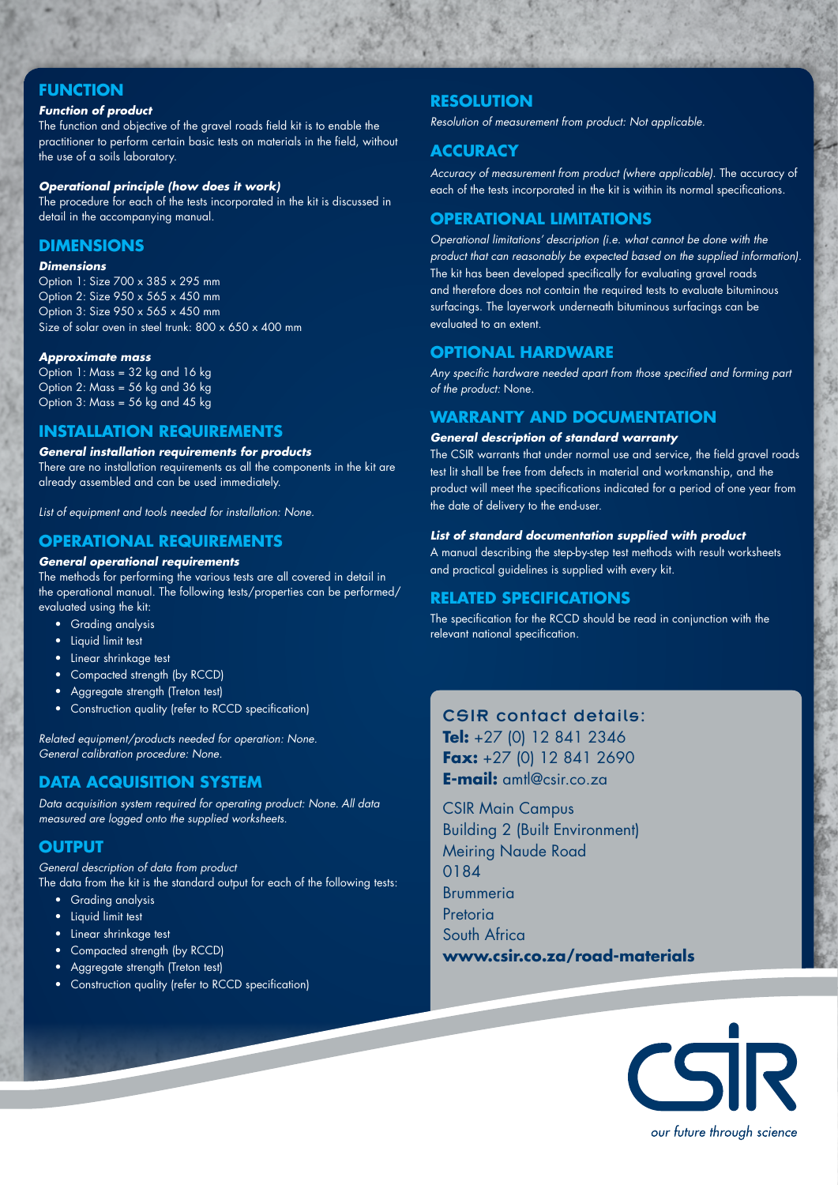## FUNCTION

***Function of product***

The function and objective of the gravel roads field kit is to enable the practitioner to perform certain basic tests on materials in the field, without the use of a soils laboratory.

***Operational principle (how does it work)***

The procedure for each of the tests incorporated in the kit is discussed in detail in the accompanying manual.

## DIMENSIONS

***Dimensions***

Option 1: Size 700 x 385 x 295 mm
Option 2: Size 950 x 565 x 450 mm
Option 3: Size 950 x 565 x 450 mm
Size of solar oven in steel trunk: 800 x 650 x 400 mm

***Approximate mass***

Option 1: Mass = 32 kg and 16 kg
Option 2: Mass = 56 kg and 36 kg
Option 3: Mass = 56 kg and 45 kg

## INSTALLATION REQUIREMENTS

***General installation requirements for products***

There are no installation requirements as all the components in the kit are already assembled and can be used immediately.

*List of equipment and tools needed for installation: None.*

## OPERATIONAL REQUIREMENTS

***General operational requirements***

The methods for performing the various tests are all covered in detail in the operational manual. The following tests/properties can be performed/evaluated using the kit:

- Grading analysis
- Liquid limit test
- Linear shrinkage test
- Compacted strength (by RCCD)
- Aggregate strength (Treton test)
- Construction quality (refer to RCCD specification)

*Related equipment/products needed for operation: None.*
*General calibration procedure: None.*

## DATA ACQUISITION SYSTEM

*Data acquisition system required for operating product: None. All data measured are logged onto the supplied worksheets.*

## OUTPUT

*General description of data from product*

The data from the kit is the standard output for each of the following tests:

- Grading analysis
- Liquid limit test
- Linear shrinkage test
- Compacted strength (by RCCD)
- Aggregate strength (Treton test)
- Construction quality (refer to RCCD specification)

## RESOLUTION

*Resolution of measurement from product: Not applicable.*

## ACCURACY

*Accuracy of measurement from product (where applicable).* The accuracy of each of the tests incorporated in the kit is within its normal specifications.

## OPERATIONAL LIMITATIONS

*Operational limitations' description (i.e. what cannot be done with the product that can reasonably be expected based on the supplied information).* The kit has been developed specifically for evaluating gravel roads and therefore does not contain the required tests to evaluate bituminous surfacings. The layerwork underneath bituminous surfacings can be evaluated to an extent.

## OPTIONAL HARDWARE

*Any specific hardware needed apart from those specified and forming part of the product:* None.

## WARRANTY AND DOCUMENTATION

***General description of standard warranty***

The CSIR warrants that under normal use and service, the field gravel roads test lit shall be free from defects in material and workmanship, and the product will meet the specifications indicated for a period of one year from the date of delivery to the end-user.

***List of standard documentation supplied with product***

A manual describing the step-by-step test methods with result worksheets and practical guidelines is supplied with every kit.

## RELATED SPECIFICATIONS

The specification for the RCCD should be read in conjunction with the relevant national specification.

### CSIR contact details:

**Tel:** +27 (0) 12 841 2346
**Fax:** +27 (0) 12 841 2690
**E-mail:** amtl@csir.co.za

CSIR Main Campus
Building 2 (Built Environment)
Meiring Naude Road
0184
Brummeria
Pretoria
South Africa
**www.csir.co.za/road-materials**

CSIR
*our future through science*